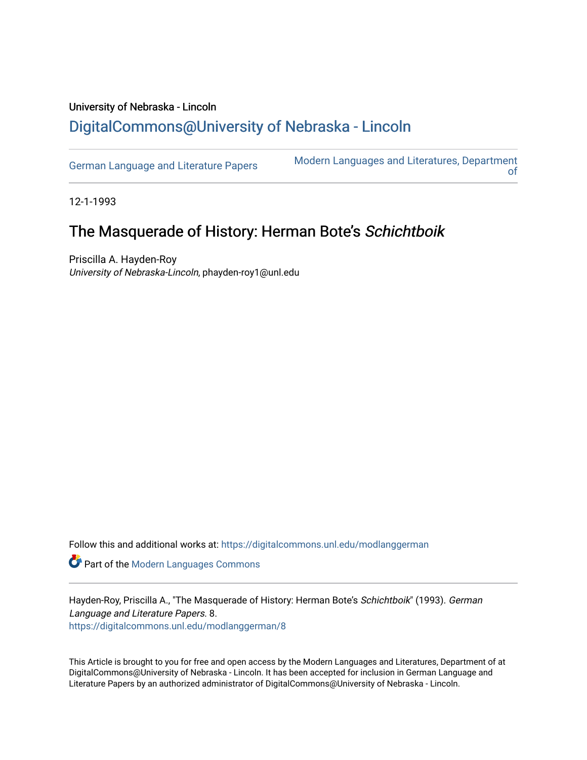University of Nebraska - Lincoln

# DigitalCommons@University of Nebraska - Lincoln

German Language and Literature Papers

Modern Languages and Literatures, Department of

12-1-1993

## The Masquerade of History: Herman Bote's *Schichtboik*

Priscilla A. Hayden-Roy
*University of Nebraska-Lincoln*, phayden-roy1@unl.edu

Follow this and additional works at: https://digitalcommons.unl.edu/modlanggerman

Part of the Modern Languages Commons

Hayden-Roy, Priscilla A., "The Masquerade of History: Herman Bote's *Schichtboik*" (1993). *German Language and Literature Papers*. 8.
https://digitalcommons.unl.edu/modlanggerman/8

This Article is brought to you for free and open access by the Modern Languages and Literatures, Department of at DigitalCommons@University of Nebraska - Lincoln. It has been accepted for inclusion in German Language and Literature Papers by an authorized administrator of DigitalCommons@University of Nebraska - Lincoln.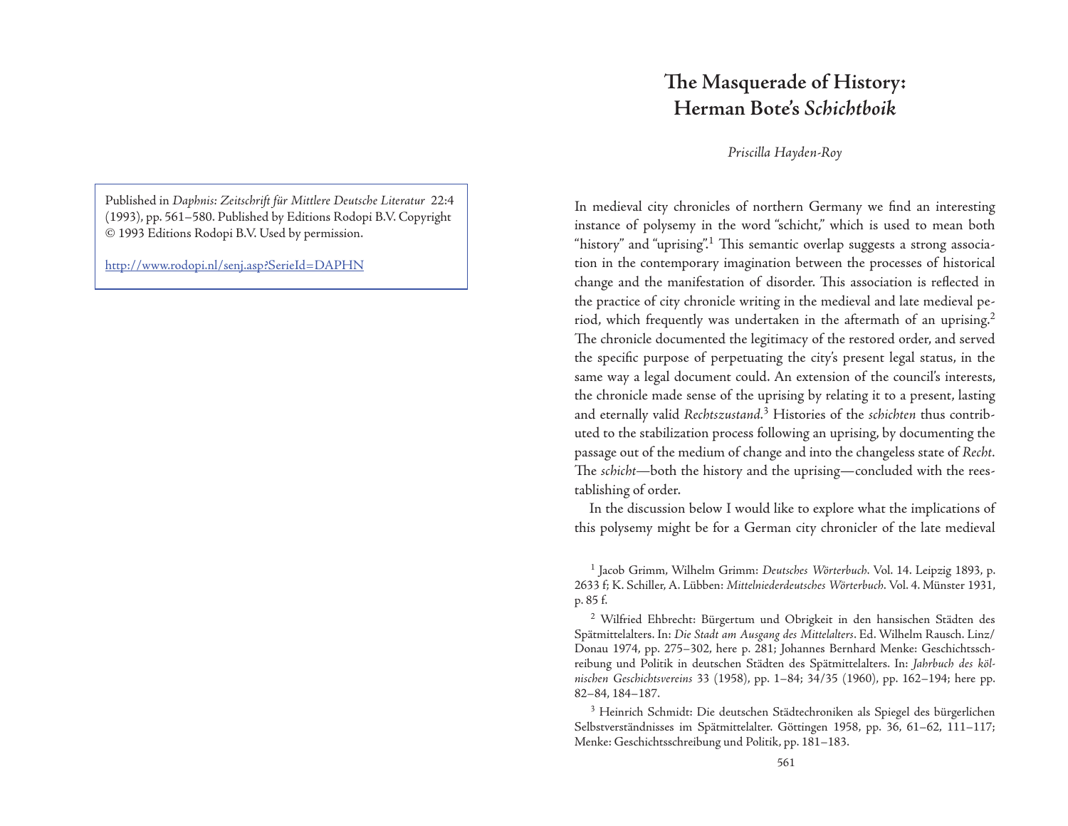Published in *Daphnis: Zeitschrift für Mittlere Deutsche Literatur* 22:4 (1993), pp. 561–580. Published by Editions Rodopi B.V. Copyright © 1993 Editions Rodopi B.V. Used by permission.

http://www.rodopi.nl/senj.asp?SerieId=DAPHN

# The Masquerade of History: Herman Bote's *Schichtboik*

*Priscilla Hayden-Roy*

In medieval city chronicles of northern Germany we find an interesting instance of polysemy in the word "schicht," which is used to mean both "history" and "uprising".[1] This semantic overlap suggests a strong association in the contemporary imagination between the processes of historical change and the manifestation of disorder. This association is reflected in the practice of city chronicle writing in the medieval and late medieval period, which frequently was undertaken in the aftermath of an uprising.[2] The chronicle documented the legitimacy of the restored order, and served the specific purpose of perpetuating the city's present legal status, in the same way a legal document could. An extension of the council's interests, the chronicle made sense of the uprising by relating it to a present, lasting and eternally valid *Rechtszustand*.[3] Histories of the *schichten* thus contributed to the stabilization process following an uprising, by documenting the passage out of the medium of change and into the changeless state of *Recht*. The *schicht*—both the history and the uprising—concluded with the reestablishing of order.

In the discussion below I would like to explore what the implications of this polysemy might be for a German city chronicler of the late medieval

[1] Jacob Grimm, Wilhelm Grimm: *Deutsches Wörterbuch*. Vol. 14. Leipzig 1893, p. 2633 f; K. Schiller, A. Lübben: *Mittelniederdeutsches Wörterbuch*. Vol. 4. Münster 1931, p. 85 f.

[2] Wilfried Ehbrecht: Bürgertum und Obrigkeit in den hansischen Städten des Spätmittelalters. In: *Die Stadt am Ausgang des Mittelalters*. Ed. Wilhelm Rausch. Linz/Donau 1974, pp. 275–302, here p. 281; Johannes Bernhard Menke: Geschichtsschreibung und Politik in deutschen Städten des Spätmittelalters. In: *Jahrbuch des kölnischen Geschichtsvereins* 33 (1958), pp. 1–84; 34/35 (1960), pp. 162–194; here pp. 82–84, 184–187.

[3] Heinrich Schmidt: Die deutschen Städtechroniken als Spiegel des bürgerlichen Selbstverständnisses im Spätmittelalter. Göttingen 1958, pp. 36, 61–62, 111–117; Menke: Geschichtsschreibung und Politik, pp. 181–183.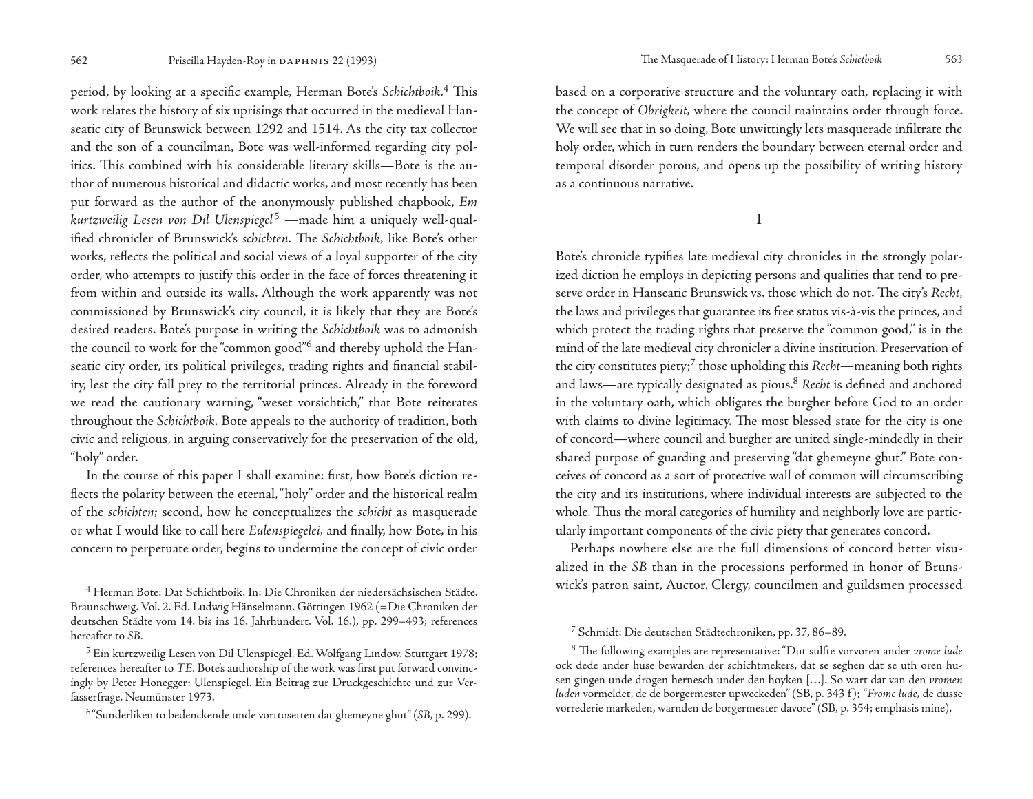period, by looking at a specific example, Herman Bote's *Schichtboik*.[4] This work relates the history of six uprisings that occurred in the medieval Hanseatic city of Brunswick between 1292 and 1514. As the city tax collector and the son of a councilman, Bote was well-informed regarding city politics. This combined with his considerable literary skills—Bote is the author of numerous historical and didactic works, and most recently has been put forward as the author of the anonymously published chapbook, *Em kurtzweilig Lesen von Dil Ulenspiegel*[5] —made him a uniquely well-qualified chronicler of Brunswick's *schichten*. The *Schichtboik*, like Bote's other works, reflects the political and social views of a loyal supporter of the city order, who attempts to justify this order in the face of forces threatening it from within and outside its walls. Although the work apparently was not commissioned by Brunswick's city council, it is likely that they are Bote's desired readers. Bote's purpose in writing the *Schichtboik* was to admonish the council to work for the "common good"[6] and thereby uphold the Hanseatic city order, its political privileges, trading rights and financial stability, lest the city fall prey to the territorial princes. Already in the foreword we read the cautionary warning, "weset vorsichtich," that Bote reiterates throughout the *Schichtboik*. Bote appeals to the authority of tradition, both civic and religious, in arguing conservatively for the preservation of the old, "holy" order.

In the course of this paper I shall examine: first, how Bote's diction reflects the polarity between the eternal, "holy" order and the historical realm of the *schichten*; second, how he conceptualizes the *schicht* as masquerade or what I would like to call here *Eulenspiegelei*, and finally, how Bote, in his concern to perpetuate order, begins to undermine the concept of civic order based on a corporative structure and the voluntary oath, replacing it with the concept of *Obrigkeit*, where the council maintains order through force. We will see that in so doing, Bote unwittingly lets masquerade infiltrate the holy order, which in turn renders the boundary between eternal order and temporal disorder porous, and opens up the possibility of writing history as a continuous narrative.

## I

Bote's chronicle typifies late medieval city chronicles in the strongly polarized diction he employs in depicting persons and qualities that tend to preserve order in Hanseatic Brunswick vs. those which do not. The city's *Recht*, the laws and privileges that guarantee its free status vis-à-vis the princes, and which protect the trading rights that preserve the "common good," is in the mind of the late medieval city chronicler a divine institution. Preservation of the city constitutes piety;[7] those upholding this *Recht*—meaning both rights and laws—are typically designated as pious.[8] *Recht* is defined and anchored in the voluntary oath, which obligates the burgher before God to an order with claims to divine legitimacy. The most blessed state for the city is one of concord—where council and burgher are united single-mindedly in their shared purpose of guarding and preserving "dat ghemeyne ghut." Bote conceives of concord as a sort of protective wall of common will circumscribing the city and its institutions, where individual interests are subjected to the whole. Thus the moral categories of humility and neighborly love are particularly important components of the civic piety that generates concord.

Perhaps nowhere else are the full dimensions of concord better visualized in the *SB* than in the processions performed in honor of Brunswick's patron saint, Auctor. Clergy, councilmen and guildsmen processed

---

[4] Herman Bote: Dat Schichtboik. In: Die Chroniken der niedersächsischen Städte. Braunschweig. Vol. 2. Ed. Ludwig Hänselmann. Göttingen 1962 (=Die Chroniken der deutschen Städte vom 14. bis ins 16. Jahrhundert. Vol. 16.), pp. 299–493; references hereafter to *SB*.

[5] Ein kurtzweilig Lesen von Dil Ulenspiegel. Ed. Wolfgang Lindow. Stuttgart 1978; references hereafter to *TE*. Bote's authorship of the work was first put forward convincingly by Peter Honegger: Ulenspiegel. Ein Beitrag zur Druckgeschichte und zur Verfasserfrage. Neumünster 1973.

[6] "Sunderliken to bedenckende unde vorttosetten dat ghemeyne ghut" (*SB*, p. 299).

[7] Schmidt: Die deutschen Städtechroniken, pp. 37, 86–89.

[8] The following examples are representative: "Dut sulfte vorvoren ander *vrome lude* ock dede ander huse bewarden der schichtmekers, dat se seghen dat se uth oren husen gingen unde drogen hernesch under den hoyken […]. So wart dat van den *vromen luden* vormeldet, de de borgermester upweckeden" (SB, p. 343 f); "*Frome lude,* de dusse vorrederie markeden, warnden de borgermester davore" (SB, p. 354; emphasis mine).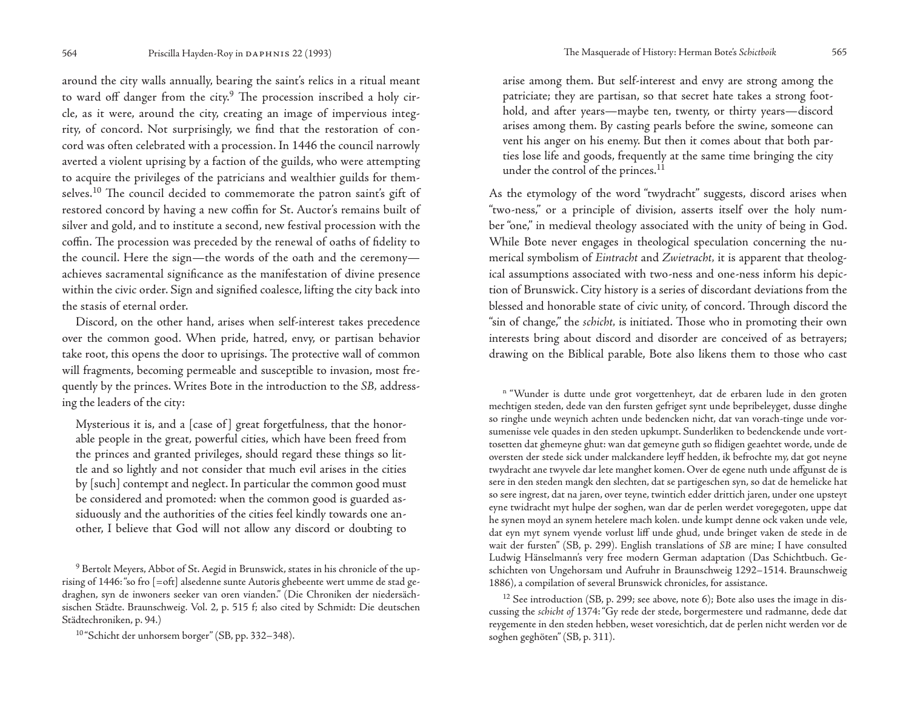around the city walls annually, bearing the saint's relics in a ritual meant to ward off danger from the city.[9] The procession inscribed a holy circle, as it were, around the city, creating an image of impervious integrity, of concord. Not surprisingly, we find that the restoration of concord was often celebrated with a procession. In 1446 the council narrowly averted a violent uprising by a faction of the guilds, who were attempting to acquire the privileges of the patricians and wealthier guilds for themselves.[10] The council decided to commemorate the patron saint's gift of restored concord by having a new coffin for St. Auctor's remains built of silver and gold, and to institute a second, new festival procession with the coffin. The procession was preceded by the renewal of oaths of fidelity to the council. Here the sign—the words of the oath and the ceremony—achieves sacramental significance as the manifestation of divine presence within the civic order. Sign and signified coalesce, lifting the city back into the stasis of eternal order.

Discord, on the other hand, arises when self-interest takes precedence over the common good. When pride, hatred, envy, or partisan behavior take root, this opens the door to uprisings. The protective wall of common will fragments, becoming permeable and susceptible to invasion, most frequently by the princes. Writes Bote in the introduction to the *SB*, addressing the leaders of the city:

> Mysterious it is, and a [case of] great forgetfulness, that the honorable people in the great, powerful cities, which have been freed from the princes and granted privileges, should regard these things so little and so lightly and not consider that much evil arises in the cities by [such] contempt and neglect. In particular the common good must be considered and promoted: when the common good is guarded assiduously and the authorities of the cities feel kindly towards one another, I believe that God will not allow any discord or doubting to arise among them. But self-interest and envy are strong among the patriciate; they are partisan, so that secret hate takes a strong foothold, and after years—maybe ten, twenty, or thirty years—discord arises among them. By casting pearls before the swine, someone can vent his anger on his enemy. But then it comes about that both parties lose life and goods, frequently at the same time bringing the city under the control of the princes.[11]

As the etymology of the word "twydracht" suggests, discord arises when "two-ness," or a principle of division, asserts itself over the holy number "one," in medieval theology associated with the unity of being in God. While Bote never engages in theological speculation concerning the numerical symbolism of *Eintracht* and *Zwietracht*, it is apparent that theological assumptions associated with two-ness and one-ness inform his depiction of Brunswick. City history is a series of discordant deviations from the blessed and honorable state of civic unity, of concord. Through discord the "sin of change," the *schicht*, is initiated. Those who in promoting their own interests bring about discord and disorder are conceived of as betrayers; drawing on the Biblical parable, Bote also likens them to those who cast

---

[9] Bertolt Meyers, Abbot of St. Aegid in Brunswick, states in his chronicle of the uprising of 1446: "so fro [=oft] alsedenne sunte Autoris ghebeente wert umme de stad gedraghen, syn de inwoners seeker van oren vianden." (Die Chroniken der niedersächsischen Städte. Braunschweig. Vol. 2, p. 515 f; also cited by Schmidt: Die deutschen Städtechroniken, p. 94.)

[10] "Schicht der unhorsem borger" (SB, pp. 332–348).

[11] "Wunder is dutte unde grot vorgettenheyt, dat de erbaren lude in den groten mechtigen steden, dede van den fursten gefriget synt unde bepribeleyget, dusse dinghe so ringhe unde weynich achten unde bedencken nicht, dat van vorach-tinge unde vorsumenisse vele quades in den steden upkumpt. Sunderliken to bedenckende unde vorttosetten dat ghemeyne ghut: wan dat gemeyne guth so flidigen geaehtet worde, unde de oversten der stede sick under malckandere leyff hedden, ik befrochte my, dat got neyne twydracht ane twyvele dar lete manghet komen. Over de egene nuth unde affgunst de is sere in den steden mangk den slechten, dat se partigeschen syn, so dat de hemelicke hat so sere ingrest, dat na jaren, over teyne, twintich edder drittich jaren, under one upsteyt eyne twidracht myt hulpe der soghen, wan dar de perlen werdet voregegoten, uppe dat he synen moyd an synem hetelere mach kolen. unde kumpt denne ock vaken unde vele, dat eyn myt synem vyende vorlust liff unde ghud, unde bringet vaken de stede in de wait der fursten" (SB, p. 299). English translations of *SB* are mine; I have consulted Ludwig Hänselmann's very free modern German adaptation (Das Schichtbuch. Geschichten von Ungehorsam und Aufruhr in Braunschweig 1292–1514. Braunschweig 1886), a compilation of several Brunswick chronicles, for assistance.

[12] See introduction (SB, p. 299; see above, note 6); Bote also uses the image in discussing the *schicht of* 1374: "Gy rede der stede, borgermestere und radmanne, dede dat reygemente in den steden hebben, weset voresichtich, dat de perlen nicht werden vor de soghen geghöten" (SB, p. 311).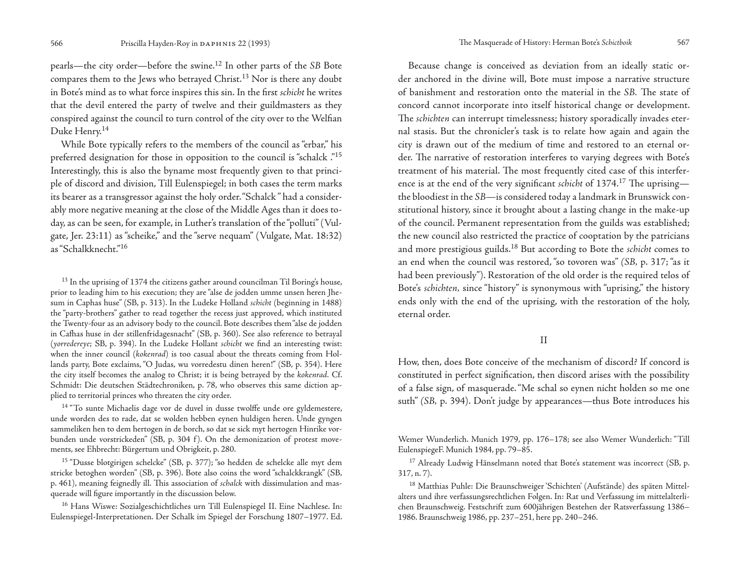pearls—the city order—before the swine.[12] In other parts of the *SB* Bote compares them to the Jews who betrayed Christ.[13] Nor is there any doubt in Bote's mind as to what force inspires this sin. In the first *schicht* he writes that the devil entered the party of twelve and their guildmasters as they conspired against the council to turn control of the city over to the Welfian Duke Henry.[14]

While Bote typically refers to the members of the council as "erbar," his preferred designation for those in opposition to the council is "schalck ."[15] Interestingly, this is also the byname most frequently given to that principle of discord and division, Till Eulenspiegel; in both cases the term marks its bearer as a transgressor against the holy order. "Schalck " had a considerably more negative meaning at the close of the Middle Ages than it does today, as can be seen, for example, in Luther's translation of the "polluti" (Vulgate, Jer. 23:11) as "scheike," and the "serve nequam" (Vulgate, Mat. 18:32) as "Schalkknecht."[16]

[13] In the uprising of 1374 the citizens gather around councilman Til Boring's house, prior to leading him to his execution; they are "alse de jodden umme unsen heren Jhesum in Caphas huse" (SB, p. 313). In the Ludeke Holland *schicht* (beginning in 1488) the "party-brothers" gather to read together the recess just approved, which instituted the Twenty-four as an advisory body to the council. Bote describes them "alse de jodden in Cafhas huse in der stillenfridagesnacht" (SB, p. 360). See also reference to betrayal (*yorredereye*; SB, p. 394). In the Ludeke Hollant *schicht* we find an interesting twist: when the inner council (*kokenrad*) is too casual about the threats coming from Hollands party, Bote exclaims, "O Judas, wu vorredestu dinen heren!" (SB, p. 354). Here the city itself becomes the analog to Christ; it is being betrayed by the *kokenrad*. Cf. Schmidt: Die deutschen Städtechroniken, p. 78, who observes this same diction applied to territorial princes who threaten the city order.

[14] "To sunte Michaelis dage vor de duvel in dusse twolffe unde ore gyldemestere, unde worden des to rade, dat se wolden hebben eynen huldigen heren. Unde gyngen sammeliken hen to dem hertogen in de borch, so dat se sick myt hertogen Hinrike vorbunden unde vorstrickeden" (SB, p. 304 f). On the demonization of protest movements, see Ehbrecht: Bürgertum und Obrigkeit, p. 280.

[15] "Dusse blotgirigen schelcke" (SB, p. 377); "so hedden de schelcke alle myt dem stricke betoghen worden" (SB, p. 396). Bote also coins the word "schalckkrangk" (SB, p. 461), meaning feignedly ill. This association of *schalck* with dissimulation and masquerade will figure importantly in the discussion below.

[16] Hans Wiswe: Sozialgeschichtliches urn Till Eulenspiegel II. Eine Nachlese. In: Eulenspiegel-Interpretationen. Der Schalk im Spiegel der Forschung 1807–1977. Ed. Wemer Wunderlich. Munich 1979, pp. 176–178; see also Wemer Wunderlich: "Till EulenspiegeF. Munich 1984, pp. 79–85.

Because change is conceived as deviation from an ideally static order anchored in the divine will, Bote must impose a narrative structure of banishment and restoration onto the material in the *SB*. The state of concord cannot incorporate into itself historical change or development. The *schichten* can interrupt timelessness; history sporadically invades eternal stasis. But the chronicler's task is to relate how again and again the city is drawn out of the medium of time and restored to an eternal order. The narrative of restoration interferes to varying degrees with Bote's treatment of his material. The most frequently cited case of this interference is at the end of the very significant *schicht* of 1374.[17] The uprising—the bloodiest in the *SB*—is considered today a landmark in Brunswick constitutional history, since it brought about a lasting change in the make-up of the council. Permanent representation from the guilds was established; the new council also restricted the practice of cooptation by the patricians and more prestigious guilds.[18] But according to Bote the *schicht* comes to an end when the council was restored, "so tovoren was" (*SB*, p. 317; "as it had been previously"). Restoration of the old order is the required telos of Bote's *schichten*, since "history" is synonymous with "uprising," the history ends only with the end of the uprising, with the restoration of the holy, eternal order.

## II

How, then, does Bote conceive of the mechanism of discord? If concord is constituted in perfect signification, then discord arises with the possibility of a false sign, of masquerade. "Me schal so eynen nicht holden so me one suth" (*SB*, p. 394). Don't judge by appearances—thus Bote introduces his

[17] Already Ludwig Hänselmann noted that Bote's statement was incorrect (SB, p. 317, n. 7).

[18] Matthias Puhle: Die Braunschweiger 'Schichten' (Aufstände) des späten Mittelalters und ihre verfassungsrechtlichen Folgen. In: Rat und Verfassung im mittelalterlichen Braunschweig. Festschrift zum 600jährigen Bestehen der Ratsverfassung 1386–1986. Braunschweig 1986, pp. 237–251, here pp. 240–246.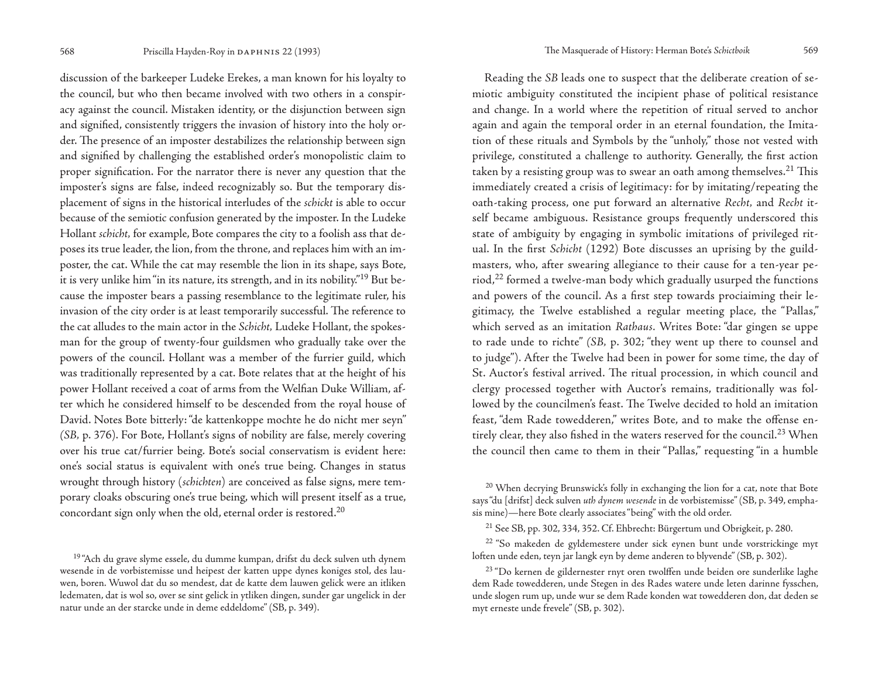discussion of the barkeeper Ludeke Erekes, a man known for his loyalty to the council, but who then became involved with two others in a conspiracy against the council. Mistaken identity, or the disjunction between sign and signified, consistently triggers the invasion of history into the holy order. The presence of an imposter destabilizes the relationship between sign and signified by challenging the established order's monopolistic claim to proper signification. For the narrator there is never any question that the imposter's signs are false, indeed recognizably so. But the temporary displacement of signs in the historical interludes of the *schickt* is able to occur because of the semiotic confusion generated by the imposter. In the Ludeke Hollant *schicht,* for example, Bote compares the city to a foolish ass that deposes its true leader, the lion, from the throne, and replaces him with an imposter, the cat. While the cat may resemble the lion in its shape, says Bote, it is very unlike him "in its nature, its strength, and in its nobility."[19] But because the imposter bears a passing resemblance to the legitimate ruler, his invasion of the city order is at least temporarily successful. The reference to the cat alludes to the main actor in the *Schicht,* Ludeke Hollant, the spokesman for the group of twenty-four guildsmen who gradually take over the powers of the council. Hollant was a member of the furrier guild, which was traditionally represented by a cat. Bote relates that at the height of his power Hollant received a coat of arms from the Welfian Duke William, after which he considered himself to be descended from the royal house of David. Notes Bote bitterly: "de kattenkoppe mochte he do nicht mer seyn" *(SB,* p. 376). For Bote, Hollant's signs of nobility are false, merely covering over his true cat/furrier being. Bote's social conservatism is evident here: one's social status is equivalent with one's true being. Changes in status wrought through history (*schichten*) are conceived as false signs, mere temporary cloaks obscuring one's true being, which will present itself as a true, concordant sign only when the old, eternal order is restored.[20]

Reading the *SB* leads one to suspect that the deliberate creation of semiotic ambiguity constituted the incipient phase of political resistance and change. In a world where the repetition of ritual served to anchor again and again the temporal order in an eternal foundation, the Imitation of these rituals and Symbols by the "unholy," those not vested with privilege, constituted a challenge to authority. Generally, the first action taken by a resisting group was to swear an oath among themselves.[21] This immediately created a crisis of legitimacy: for by imitating/repeating the oath-taking process, one put forward an alternative *Recht,* and *Recht* itself became ambiguous. Resistance groups frequently underscored this state of ambiguity by engaging in symbolic imitations of privileged ritual. In the first *Schicht* (1292) Bote discusses an uprising by the guildmasters, who, after swearing allegiance to their cause for a ten-year period,[22] formed a twelve-man body which gradually usurped the functions and powers of the council. As a first step towards prociaiming their legitimacy, the Twelve established a regular meeting place, the "Pallas," which served as an imitation *Rathaus.* Writes Bote: "dar gingen se uppe to rade unde to richte" *(SB,* p. 302; "they went up there to counsel and to judge"). After the Twelve had been in power for some time, the day of St. Auctor's festival arrived. The ritual procession, in which council and clergy processed together with Auctor's remains, traditionally was followed by the councilmen's feast. The Twelve decided to hold an imitation feast, "dem Rade towedderen," writes Bote, and to make the offense entirely clear, they also fished in the waters reserved for the council.[23] When the council then came to them in their "Pallas," requesting "in a humble

[19] "Ach du grave slyme essele, du dumme kumpan, drifst du deck sulven uth dynem wesende in de vorbistemisse und heipest der katten uppe dynes koniges stol, des lauwen, boren. Wuwol dat du so mendest, dat de katte dem lauwen gelick were an itliken ledematen, dat is wol so, over se sint gelick in ytliken dingen, sunder gar ungelick in der natur unde an der starcke unde in deme eddeldome" (SB, p. 349).

[20] When decrying Brunswick's folly in exchanging the lion for a cat, note that Bote says "du [drifst] deck sulven *uth dynem wesende* in de vorbistemisse" (SB, p. 349, emphasis mine)—here Bote clearly associates "being" with the old order.

[21] See SB, pp. 302, 334, 352. Cf. Ehbrecht: Bürgertum und Obrigkeit, p. 280.

[22] "So makeden de gyldemestere under sick eynen bunt unde vorstrickinge myt loften unde eden, teyn jar langk eyn by deme anderen to blyvende" (SB, p. 302).

[23] "Do kernen de gildernester rnyt oren twolffen unde beiden ore sunderlike laghe dem Rade towedderen, unde Stegen in des Rades watere unde leten darinne fysschen, unde slogen rum up, unde wur se dem Rade konden wat towedderen don, dat deden se myt erneste unde frevele" (SB, p. 302).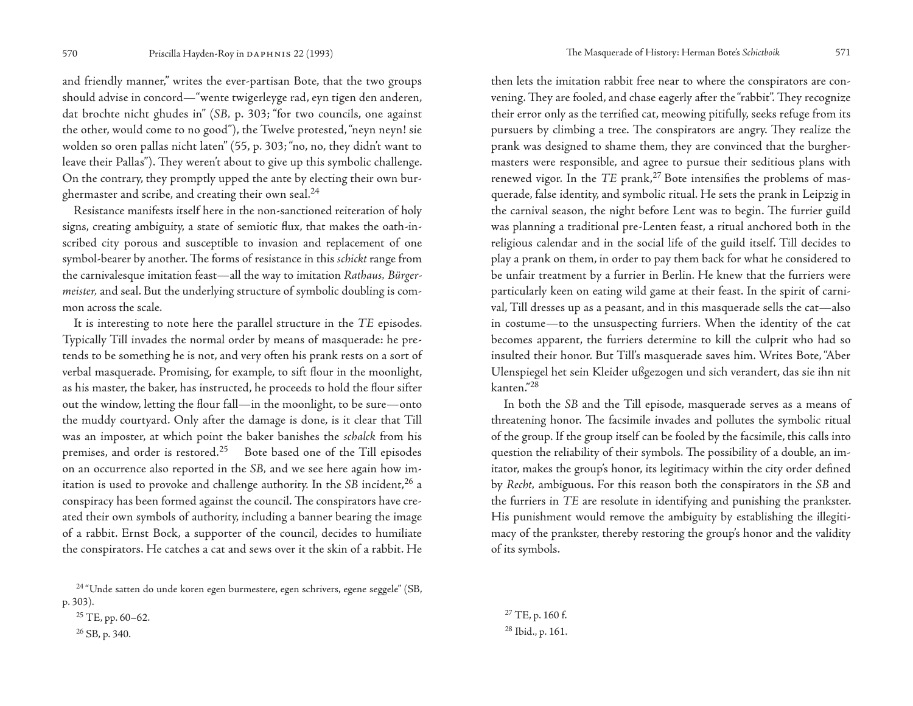and friendly manner," writes the ever-partisan Bote, that the two groups should advise in concord—"wente twigerleyge rad, eyn tigen den anderen, dat brochte nicht ghudes in" (*SB*, p. 303; "for two councils, one against the other, would come to no good"), the Twelve protested, "neyn neyn! sie wolden so oren pallas nicht laten" (55, p. 303; "no, no, they didn't want to leave their Pallas"). They weren't about to give up this symbolic challenge. On the contrary, they promptly upped the ante by electing their own burghermaster and scribe, and creating their own seal.[24]

Resistance manifests itself here in the non-sanctioned reiteration of holy signs, creating ambiguity, a state of semiotic flux, that makes the oath-inscribed city porous and susceptible to invasion and replacement of one symbol-bearer by another. The forms of resistance in this *schickt* range from the carnivalesque imitation feast—all the way to imitation *Rathaus, Bürgermeister,* and seal. But the underlying structure of symbolic doubling is common across the scale.

It is interesting to note here the parallel structure in the *TE* episodes. Typically Till invades the normal order by means of masquerade: he pretends to be something he is not, and very often his prank rests on a sort of verbal masquerade. Promising, for example, to sift flour in the moonlight, as his master, the baker, has instructed, he proceeds to hold the flour sifter out the window, letting the flour fall—in the moonlight, to be sure—onto the muddy courtyard. Only after the damage is done, is it clear that Till was an imposter, at which point the baker banishes the *schalck* from his premises, and order is restored.[25] Bote based one of the Till episodes on an occurrence also reported in the *SB*, and we see here again how imitation is used to provoke and challenge authority. In the *SB* incident,[26] a conspiracy has been formed against the council. The conspirators have created their own symbols of authority, including a banner bearing the image of a rabbit. Ernst Bock, a supporter of the council, decides to humiliate the conspirators. He catches a cat and sews over it the skin of a rabbit. He then lets the imitation rabbit free near to where the conspirators are convening. They are fooled, and chase eagerly after the "rabbit". They recognize their error only as the terrified cat, meowing pitifully, seeks refuge from its pursuers by climbing a tree. The conspirators are angry. They realize the prank was designed to shame them, they are convinced that the burghermasters were responsible, and agree to pursue their seditious plans with renewed vigor. In the *TE* prank,[27] Bote intensifies the problems of masquerade, false identity, and symbolic ritual. He sets the prank in Leipzig in the carnival season, the night before Lent was to begin. The furrier guild was planning a traditional pre-Lenten feast, a ritual anchored both in the religious calendar and in the social life of the guild itself. Till decides to play a prank on them, in order to pay them back for what he considered to be unfair treatment by a furrier in Berlin. He knew that the furriers were particularly keen on eating wild game at their feast. In the spirit of carnival, Till dresses up as a peasant, and in this masquerade sells the cat—also in costume—to the unsuspecting furriers. When the identity of the cat becomes apparent, the furriers determine to kill the culprit who had so insulted their honor. But Till's masquerade saves him. Writes Bote, "Aber Ulenspiegel het sein Kleider ußgezogen und sich verandert, das sie ihn nit kanten."[28]

In both the *SB* and the Till episode, masquerade serves as a means of threatening honor. The facsimile invades and pollutes the symbolic ritual of the group. If the group itself can be fooled by the facsimile, this calls into question the reliability of their symbols. The possibility of a double, an imitator, makes the group's honor, its legitimacy within the city order defined by *Recht,* ambiguous. For this reason both the conspirators in the *SB* and the furriers in *TE* are resolute in identifying and punishing the prankster. His punishment would remove the ambiguity by establishing the illegitimacy of the prankster, thereby restoring the group's honor and the validity of its symbols.

[24] "Unde satten do unde koren egen burmestere, egen schrivers, egene seggele" (SB, p. 303).

[25] TE, pp. 60–62.

[26] SB, p. 340.

[27] TE, p. 160 f.

[28] Ibid., p. 161.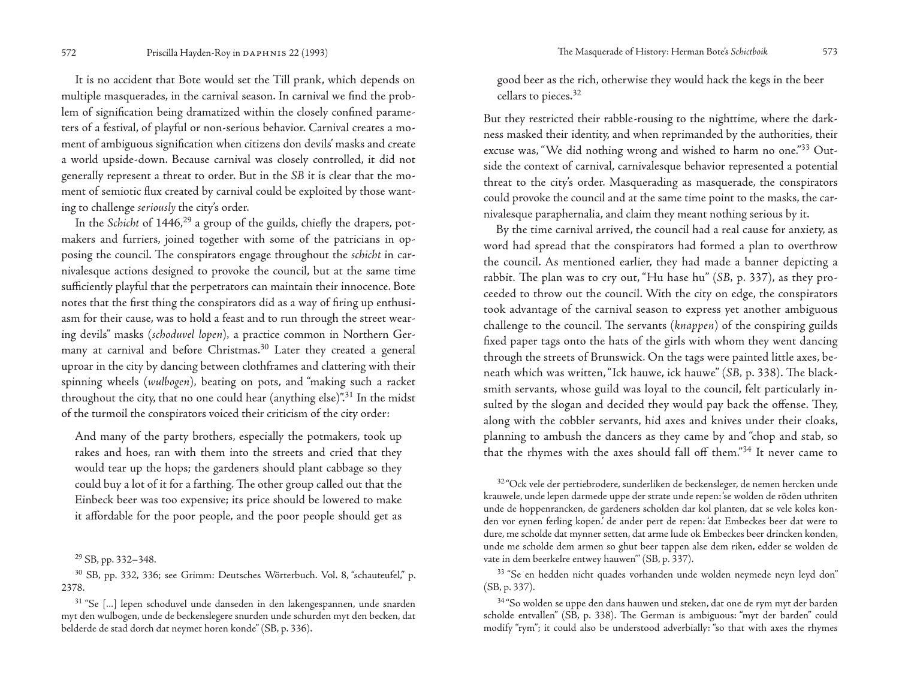It is no accident that Bote would set the Till prank, which depends on multiple masquerades, in the carnival season. In carnival we find the problem of signification being dramatized within the closely confined parameters of a festival, of playful or non-serious behavior. Carnival creates a moment of ambiguous signification when citizens don devils' masks and create a world upside-down. Because carnival was closely controlled, it did not generally represent a threat to order. But in the *SB* it is clear that the moment of semiotic flux created by carnival could be exploited by those wanting to challenge *seriously* the city's order.

In the *Schicht* of 1446,[29] a group of the guilds, chiefly the drapers, potmakers and furriers, joined together with some of the patricians in opposing the council. The conspirators engage throughout the *schicht* in carnivalesque actions designed to provoke the council, but at the same time sufficiently playful that the perpetrators can maintain their innocence. Bote notes that the first thing the conspirators did as a way of firing up enthusiasm for their cause, was to hold a feast and to run through the street wearing devils" masks (*schoduvel lopen*), a practice common in Northern Germany at carnival and before Christmas.[30] Later they created a general uproar in the city by dancing between clothframes and clattering with their spinning wheels (*wulbogen*), beating on pots, and "making such a racket throughout the city, that no one could hear (anything else)".[31] In the midst of the turmoil the conspirators voiced their criticism of the city order:

> And many of the party brothers, especially the potmakers, took up rakes and hoes, ran with them into the streets and cried that they would tear up the hops; the gardeners should plant cabbage so they could buy a lot of it for a farthing. The other group called out that the Einbeck beer was too expensive; its price should be lowered to make it affordable for the poor people, and the poor people should get as good beer as the rich, otherwise they would hack the kegs in the beer cellars to pieces.[32]

But they restricted their rabble-rousing to the nighttime, where the darkness masked their identity, and when reprimanded by the authorities, their excuse was, "We did nothing wrong and wished to harm no one."[33] Outside the context of carnival, carnivalesque behavior represented a potential threat to the city's order. Masquerading as masquerade, the conspirators could provoke the council and at the same time point to the masks, the carnivalesque paraphernalia, and claim they meant nothing serious by it.

By the time carnival arrived, the council had a real cause for anxiety, as word had spread that the conspirators had formed a plan to overthrow the council. As mentioned earlier, they had made a banner depicting a rabbit. The plan was to cry out, "Hu hase hu" (*SB*, p. 337), as they proceeded to throw out the council. With the city on edge, the conspirators took advantage of the carnival season to express yet another ambiguous challenge to the council. The servants (*knappen*) of the conspiring guilds fixed paper tags onto the hats of the girls with whom they went dancing through the streets of Brunswick. On the tags were painted little axes, beneath which was written, "Ick hauwe, ick hauwe" (*SB*, p. 338). The blacksmith servants, whose guild was loyal to the council, felt particularly insulted by the slogan and decided they would pay back the offense. They, along with the cobbler servants, hid axes and knives under their cloaks, planning to ambush the dancers as they came by and "chop and stab, so that the rhymes with the axes should fall off them."[34] It never came to

---

[29] SB, pp. 332–348.

[30] SB, pp. 332, 336; see Grimm: Deutsches Wörterbuch. Vol. 8, "schauteufel," p. 2378.

[31] "Se [...] lepen schoduvel unde danseden in den lakengespannen, unde snarden myt den wulbogen, unde de beckenslegere snurden unde schurden myt den becken, dat belderde de stad dorch dat neymet horen konde" (SB, p. 336).

[32] "Ock vele der pertiebrodere, sunderliken de beckensleger, de nemen hercken unde krauwele, unde lepen darmede uppe der strate unde repen: 'se wolden de röden uthriten unde de hoppenrancken, de gardeners scholden dar kol planten, dat se vele koles konden vor eynen ferling kopen.' de ander pert de repen: 'dat Embeckes beer dat were to dure, me scholde dat mynner setten, dat arme lude ok Embeckes beer drincken konden, unde me scholde dem armen so ghut beer tappen alse dem riken, edder se wolden de vate in dem beerkelre entwey hauwen'" (SB, p. 337).

[33] "Se en hedden nicht quades vorhanden unde wolden neymede neyn leyd don" (SB, p. 337).

[34] "So wolden se uppe den dans hauwen und steken, dat one de rym myt der barden scholde entvallen" (SB, p. 338). The German is ambiguous: "myt der barden" could modify "rym"; it could also be understood adverbially: "so that with axes the rhymes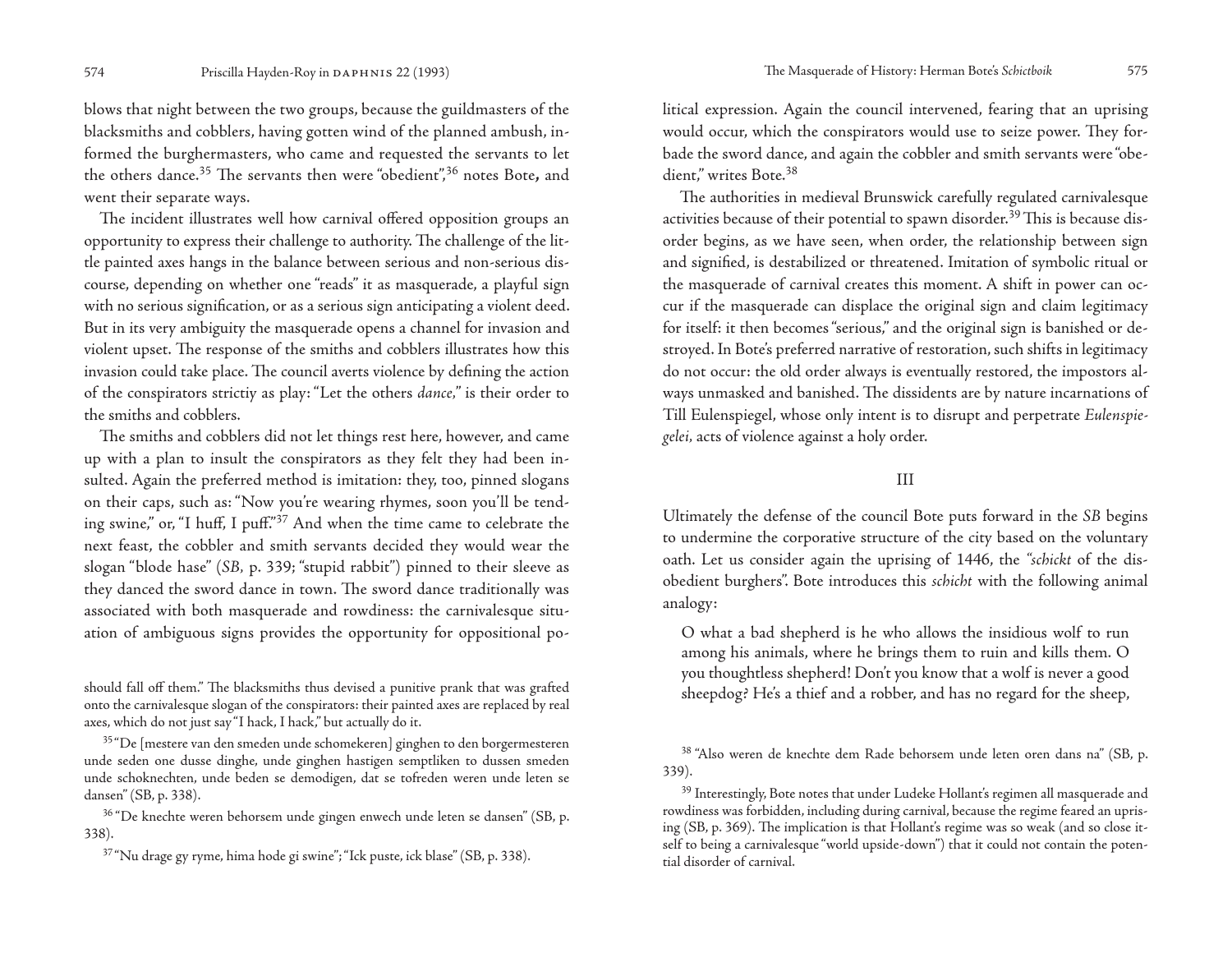blows that night between the two groups, because the guildmasters of the blacksmiths and cobblers, having gotten wind of the planned ambush, informed the burghermasters, who came and requested the servants to let the others dance.[35] The servants then were "obedient",[36] notes Bote**,** and went their separate ways.

The incident illustrates well how carnival offered opposition groups an opportunity to express their challenge to authority. The challenge of the little painted axes hangs in the balance between serious and non-serious discourse, depending on whether one "reads" it as masquerade, a playful sign with no serious signification, or as a serious sign anticipating a violent deed. But in its very ambiguity the masquerade opens a channel for invasion and violent upset. The response of the smiths and cobblers illustrates how this invasion could take place. The council averts violence by defining the action of the conspirators strictiy as play: "Let the others *dance,*" is their order to the smiths and cobblers.

The smiths and cobblers did not let things rest here, however, and came up with a plan to insult the conspirators as they felt they had been insulted. Again the preferred method is imitation: they, too, pinned slogans on their caps, such as: "Now you're wearing rhymes, soon you'll be tending swine," or, "I huff, I puff."[37] And when the time came to celebrate the next feast, the cobbler and smith servants decided they would wear the slogan "blode hase" (*SB,* p. 339; "stupid rabbit") pinned to their sleeve as they danced the sword dance in town. The sword dance traditionally was associated with both masquerade and rowdiness: the carnivalesque situation of ambiguous signs provides the opportunity for oppositional political expression. Again the council intervened, fearing that an uprising would occur, which the conspirators would use to seize power. They forbade the sword dance, and again the cobbler and smith servants were "obedient," writes Bote.[38]

The authorities in medieval Brunswick carefully regulated carnivalesque activities because of their potential to spawn disorder.[39] This is because disorder begins, as we have seen, when order, the relationship between sign and signified, is destabilized or threatened. Imitation of symbolic ritual or the masquerade of carnival creates this moment. A shift in power can occur if the masquerade can displace the original sign and claim legitimacy for itself: it then becomes "serious," and the original sign is banished or destroyed. In Bote's preferred narrative of restoration, such shifts in legitimacy do not occur: the old order always is eventually restored, the impostors always unmasked and banished. The dissidents are by nature incarnations of Till Eulenspiegel, whose only intent is to disrupt and perpetrate *Eulenspiegelei,* acts of violence against a holy order.

## III

Ultimately the defense of the council Bote puts forward in the *SB* begins to undermine the corporative structure of the city based on the voluntary oath. Let us consider again the uprising of 1446, the *"schickt* of the disobedient burghers". Bote introduces this *schicht* with the following animal analogy:

> O what a bad shepherd is he who allows the insidious wolf to run among his animals, where he brings them to ruin and kills them. O you thoughtless shepherd! Don't you know that a wolf is never a good sheepdog? He's a thief and a robber, and has no regard for the sheep,

---

should fall off them." The blacksmiths thus devised a punitive prank that was grafted onto the carnivalesque slogan of the conspirators: their painted axes are replaced by real axes, which do not just say "I hack, I hack," but actually do it.

[35] "De [mestere van den smeden unde schomekeren] ginghen to den borgermesteren unde seden one dusse dinghe, unde ginghen hastigen semptliken to dussen smeden unde schoknechten, unde beden se demodigen, dat se tofreden weren unde leten se dansen" (SB, p. 338).

[36] "De knechte weren behorsem unde gingen enwech unde leten se dansen" (SB, p. 338).

[37] "Nu drage gy ryme, hima hode gi swine"; "Ick puste, ick blase" (SB, p. 338).

[38] "Also weren de knechte dem Rade behorsem unde leten oren dans na" (SB, p. 339).

[39] Interestingly, Bote notes that under Ludeke Hollant's regimen all masquerade and rowdiness was forbidden, including during carnival, because the regime feared an uprising (SB, p. 369). The implication is that Hollant's regime was so weak (and so close itself to being a carnivalesque "world upside-down") that it could not contain the potential disorder of carnival.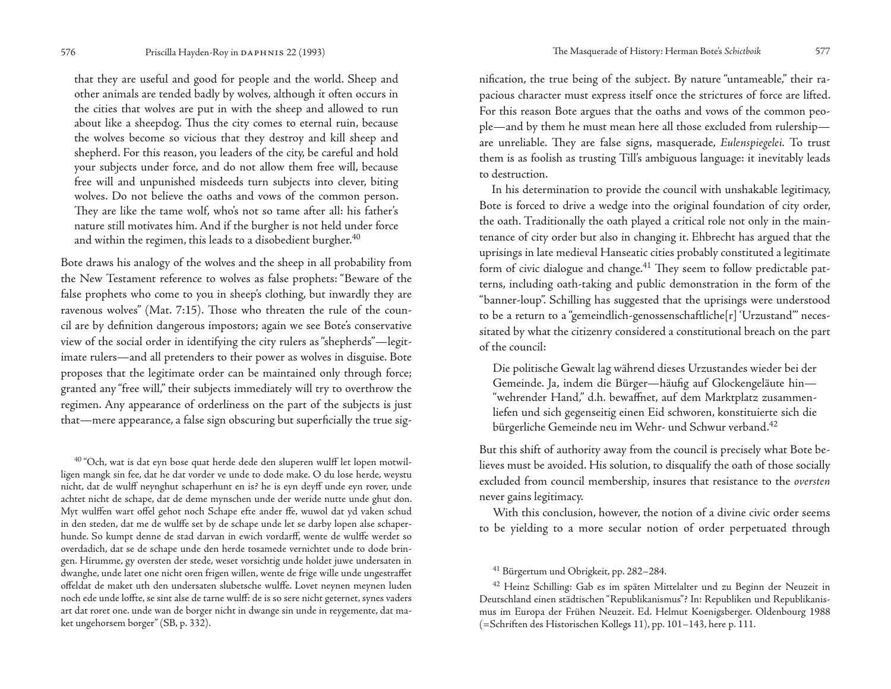that they are useful and good for people and the world. Sheep and other animals are tended badly by wolves, although it often occurs in the cities that wolves are put in with the sheep and allowed to run about like a sheepdog. Thus the city comes to eternal ruin, because the wolves become so vicious that they destroy and kill sheep and shepherd. For this reason, you leaders of the city, be careful and hold your subjects under force, and do not allow them free will, because free will and unpunished misdeeds turn subjects into clever, biting wolves. Do not believe the oaths and vows of the common person. They are like the tame wolf, who's not so tame after all: his father's nature still motivates him. And if the burgher is not held under force and within the regimen, this leads to a disobedient burgher.[40]

Bote draws his analogy of the wolves and the sheep in all probability from the New Testament reference to wolves as false prophets: "Beware of the false prophets who come to you in sheep's clothing, but inwardly they are ravenous wolves" (Mat. 7:15). Those who threaten the rule of the council are by definition dangerous impostors; again we see Bote's conservative view of the social order in identifying the city rulers as "shepherds"—legitimate rulers—and all pretenders to their power as wolves in disguise. Bote proposes that the legitimate order can be maintained only through force; granted any "free will," their subjects immediately will try to overthrow the regimen. Any appearance of orderliness on the part of the subjects is just that—mere appearance, a false sign obscuring but superficially the true signification, the true being of the subject. By nature "untameable," their rapacious character must express itself once the strictures of force are lifted. For this reason Bote argues that the oaths and vows of the common people—and by them he must mean here all those excluded from rulership—are unreliable. They are false signs, masquerade, *Eulenspiegelei*. To trust them is as foolish as trusting Till's ambiguous language: it inevitably leads to destruction.

In his determination to provide the council with unshakable legitimacy, Bote is forced to drive a wedge into the original foundation of city order, the oath. Traditionally the oath played a critical role not only in the maintenance of city order but also in changing it. Ehbrecht has argued that the uprisings in late medieval Hanseatic cities probably constituted a legitimate form of civic dialogue and change.[41] They seem to follow predictable patterns, including oath-taking and public demonstration in the form of the "banner-loup". Schilling has suggested that the uprisings were understood to be a return to a "gemeindlich-genossenschaftliche[r] 'Urzustand'" necessitated by what the citizenry considered a constitutional breach on the part of the council:

> Die politische Gewalt lag während dieses Urzustandes wieder bei der Gemeinde. Ja, indem die Bürger—häufig auf Glockengeläute hin—"wehrender Hand," d.h. bewaffnet, auf dem Marktplatz zusammenliefen und sich gegenseitig einen Eid schworen, konstituierte sich die bürgerliche Gemeinde neu im Wehr- und Schwur verband.[42]

But this shift of authority away from the council is precisely what Bote believes must be avoided. His solution, to disqualify the oath of those socially excluded from council membership, insures that resistance to the *oversten* never gains legitimacy.

With this conclusion, however, the notion of a divine civic order seems to be yielding to a more secular notion of order perpetuated through

---

[40] "Och, wat is dat eyn bose quat herde dede den sluperen wulff let lopen motwilligen mangk sin fee, dat he dat vorder ve unde to dode make. O du lose herde, weystu nicht, dat de wulff neynghut schaperhunt en is? he is eyn deyff unde eyn rover, unde achtet nicht de schape, dat de deme mynschen unde der weride nutte unde ghut don. Myt wulffen wart offel gehot noch Schape efte ander ffe, wuwol dat yd vaken schud in den steden, dat me de wulffe set by de schape unde let se darby lopen alse schaperhunde. So kumpt denne de stad darvan in ewich vordarff, wente de wulffe werdet so overdadich, dat se de schape unde den herde tosamede vernichtet unde to dode bringen. Hirumme, gy oversten der stede, weset vorsichtig unde holdet juwe undersaten in dwanghe, unde latet one nicht oren frigen willen, wente de frige wille unde ungestraffet offeldat de maket uth den undersaten slubetsche wulffe. Lovet neynen meynen luden noch ede unde loffte, se sint alse de tarne wulff: de is so sere nicht geternet, synes vaders art dat roret one. unde wan de borger nicht in dwange sin unde in reygemente, dat maket ungehorsem borger" (SB, p. 332).

[41] Bürgertum und Obrigkeit, pp. 282–284.

[42] Heinz Schilling: Gab es im späten Mittelalter und zu Beginn der Neuzeit in Deutschland einen städtischen "Republikanismus"? In: Republiken und Republikanismus im Europa der Frühen Neuzeit. Ed. Helmut Koenigsberger. Oldenbourg 1988 (=Schriften des Historischen Kollegs 11), pp. 101–143, here p. 111.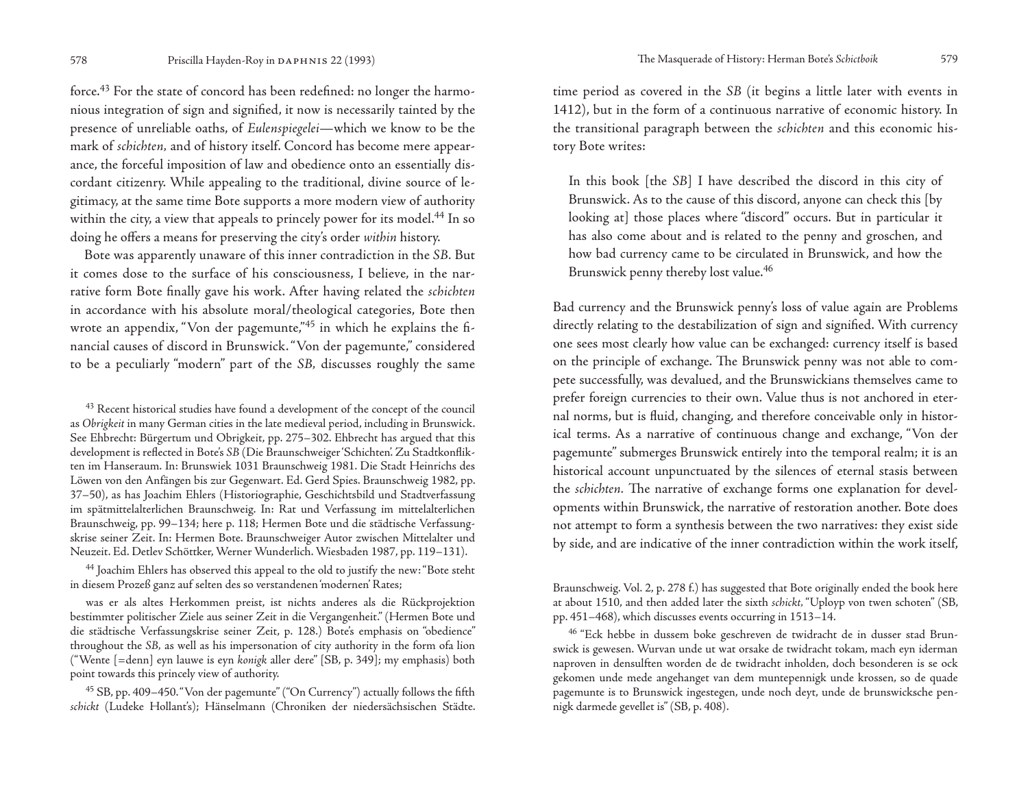force.[43] For the state of concord has been redefined: no longer the harmonious integration of sign and signified, it now is necessarily tainted by the presence of unreliable oaths, of *Eulenspiegelei*—which we know to be the mark of *schichten*, and of history itself. Concord has become mere appearance, the forceful imposition of law and obedience onto an essentially discordant citizenry. While appealing to the traditional, divine source of legitimacy, at the same time Bote supports a more modern view of authority within the city, a view that appeals to princely power for its model.[44] In so doing he offers a means for preserving the city's order *within* history.

Bote was apparently unaware of this inner contradiction in the *SB*. But it comes dose to the surface of his consciousness, I believe, in the narrative form Bote finally gave his work. After having related the *schichten* in accordance with his absolute moral/theological categories, Bote then wrote an appendix, "Von der pagemunte,"[45] in which he explains the financial causes of discord in Brunswick. "Von der pagemunte," considered to be a peculiarly "modern" part of the *SB*, discusses roughly the same time period as covered in the *SB* (it begins a little later with events in 1412), but in the form of a continuous narrative of economic history. In the transitional paragraph between the *schichten* and this economic history Bote writes:

> In this book [the *SB*] I have described the discord in this city of Brunswick. As to the cause of this discord, anyone can check this [by looking at] those places where "discord" occurs. But in particular it has also come about and is related to the penny and groschen, and how bad currency came to be circulated in Brunswick, and how the Brunswick penny thereby lost value.[46]

Bad currency and the Brunswick penny's loss of value again are Problems directly relating to the destabilization of sign and signified. With currency one sees most clearly how value can be exchanged: currency itself is based on the principle of exchange. The Brunswick penny was not able to compete successfully, was devalued, and the Brunswickians themselves came to prefer foreign currencies to their own. Value thus is not anchored in eternal norms, but is fluid, changing, and therefore conceivable only in historical terms. As a narrative of continuous change and exchange, "Von der pagemunte" submerges Brunswick entirely into the temporal realm; it is an historical account unpunctuated by the silences of eternal stasis between the *schichten*. The narrative of exchange forms one explanation for developments within Brunswick, the narrative of restoration another. Bote does not attempt to form a synthesis between the two narratives: they exist side by side, and are indicative of the inner contradiction within the work itself,

---

[43] Recent historical studies have found a development of the concept of the council as *Obrigkeit* in many German cities in the late medieval period, including in Brunswick. See Ehbrecht: Bürgertum und Obrigkeit, pp. 275–302. Ehbrecht has argued that this development is reflected in Bote's *SB* (Die Braunschweiger 'Schichten'. Zu Stadtkonflikten im Hanseraum. In: Brunswiek 1031 Braunschweig 1981. Die Stadt Heinrichs des Löwen von den Anfängen bis zur Gegenwart. Ed. Gerd Spies. Braunschweig 1982, pp. 37–50), as has Joachim Ehlers (Historiographie, Geschichtsbild und Stadtverfassung im spätmittelalterlichen Braunschweig. In: Rat und Verfassung im mittelalterlichen Braunschweig, pp. 99–134; here p. 118; Hermen Bote und die städtische Verfassungskrise seiner Zeit. In: Hermen Bote. Braunschweiger Autor zwischen Mittelalter und Neuzeit. Ed. Detlev Schöttker, Werner Wunderlich. Wiesbaden 1987, pp. 119–131).

[44] Joachim Ehlers has observed this appeal to the old to justify the new: "Bote steht in diesem Prozeß ganz auf selten des so verstandenen 'modernen' Rates;

was er als altes Herkommen preist, ist nichts anderes als die Rückprojektion bestimmter politischer Ziele aus seiner Zeit in die Vergangenheit." (Hermen Bote und die städtische Verfassungskrise seiner Zeit, p. 128.) Bote's emphasis on "obedience" throughout the *SB*, as well as his impersonation of city authority in the form ofa lion ("Wente [=denn] eyn lauwe is eyn *konigk* aller dere" [SB, p. 349]; my emphasis) both point towards this princely view of authority.

[45] SB, pp. 409–450. "Von der pagemunte" ("On Currency") actually follows the fifth *schickt* (Ludeke Hollant's); Hänselmann (Chroniken der niedersächsischen Städte. Braunschweig. Vol. 2, p. 278 f.) has suggested that Bote originally ended the book here at about 1510, and then added later the sixth *schickt*, "Uployp von twen schoten" (SB, pp. 451–468), which discusses events occurring in 1513–14.

[46] "Eck hebbe in dussem boke geschreven de twidracht de in dusser stad Brunswick is gewesen. Wurvan unde ut wat orsake de twidracht tokam, mach eyn iderman naproven in densulften worden de de twidracht inholden, doch besonderen is se ock gekomen unde mede angehanget van dem muntepennigk unde krossen, so de quade pagemunte is to Brunswick ingestegen, unde noch deyt, unde de brunswicksche pennigk darmede gevellet is" (SB, p. 408).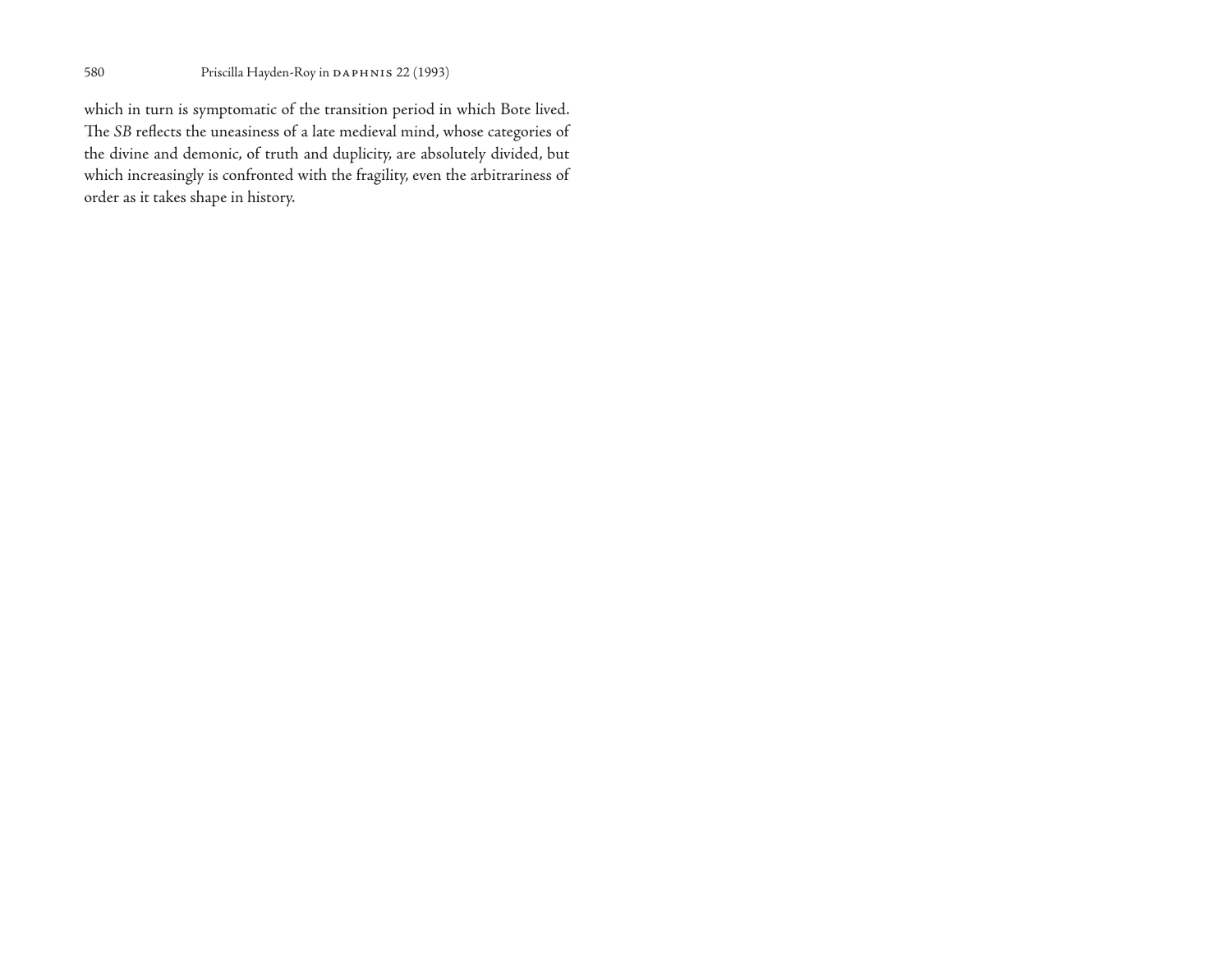which in turn is symptomatic of the transition period in which Bote lived. The *SB* reflects the uneasiness of a late medieval mind, whose categories of the divine and demonic, of truth and duplicity, are absolutely divided, but which increasingly is confronted with the fragility, even the arbitrariness of order as it takes shape in history.